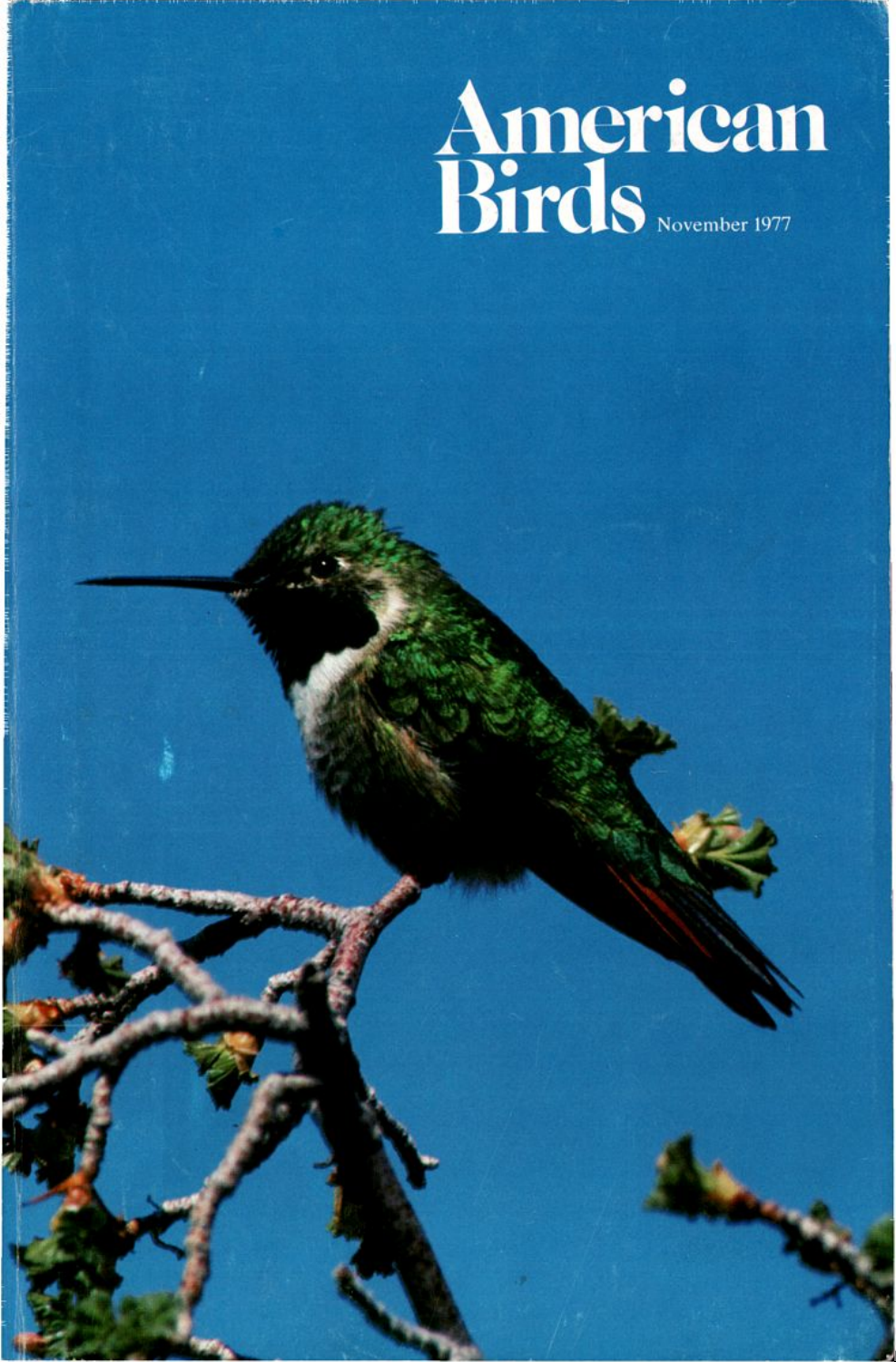# American Birds

November 1977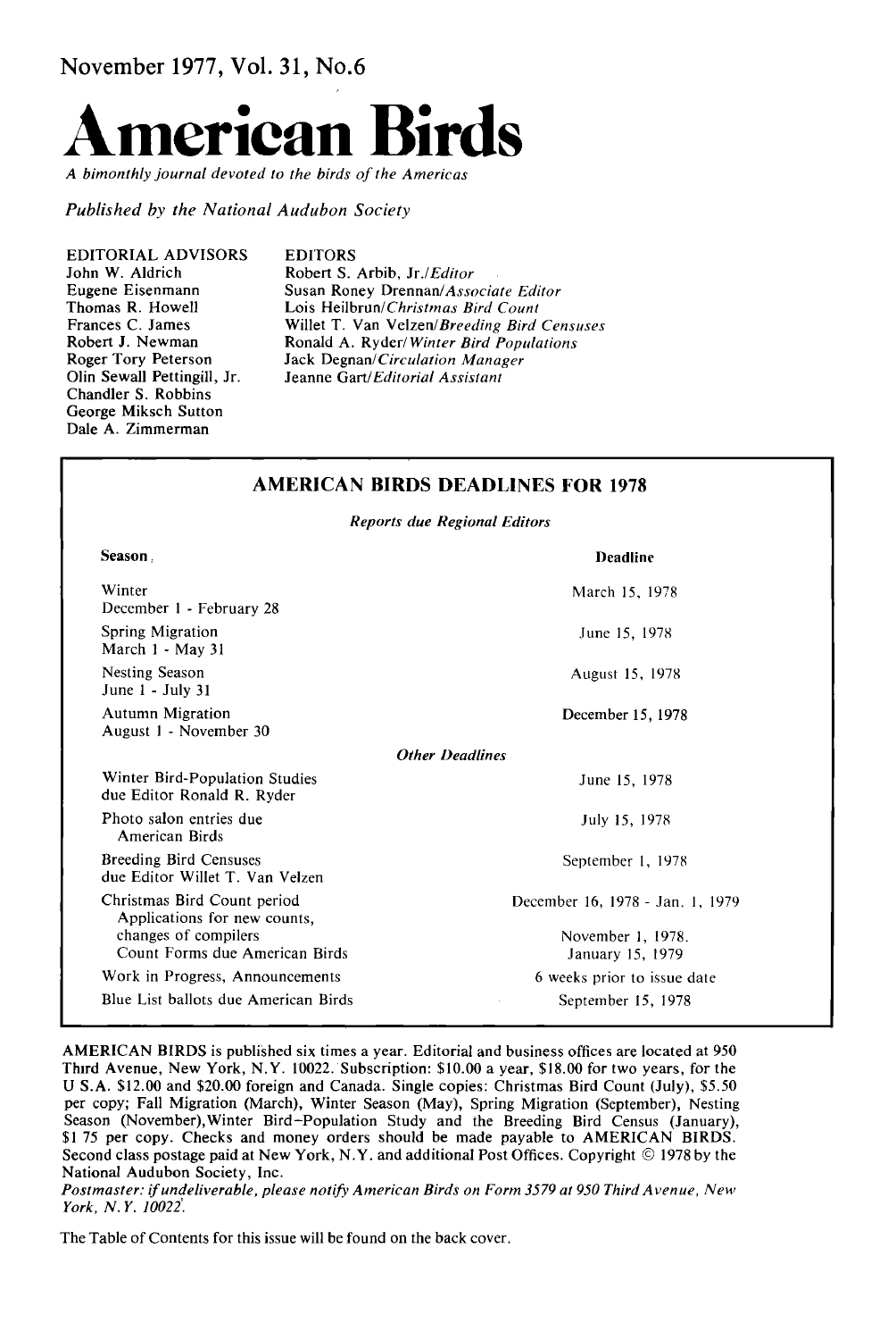November 1977, Vol. 31, No.6

# American Birds

*A bimonthly journal devoted to the birds of the Americas*

*Published by the National Audubon Society*

EDITORIAL ADVISORS
John W. Aldrich
Eugene Eisenmann
Thomas R. Howell
Frances C. James
Robert J. Newman
Roger Tory Peterson
Olin Sewall Pettingill, Jr.
Chandler S. Robbins
George Miksch Sutton
Dale A. Zimmerman

EDITORS
Robert S. Arbib, Jr./*Editor*
Susan Roney Drennan/*Associate Editor*
Lois Heilbrun/*Christmas Bird Count*
Willet T. Van Velzen/*Breeding Bird Censuses*
Ronald A. Ryder/*Winter Bird Populations*
Jack Degnan/*Circulation Manager*
Jeanne Gart/*Editorial Assistant*

## AMERICAN BIRDS DEADLINES FOR 1978

*Reports due Regional Editors*

| Season | Deadline |
|---|---|
| Winter<br>December 1 - February 28 | March 15, 1978 |
| Spring Migration<br>March 1 - May 31 | June 15, 1978 |
| Nesting Season<br>June 1 - July 31 | August 15, 1978 |
| Autumn Migration<br>August 1 - November 30 | December 15, 1978 |
| *Other Deadlines* | |
| Winter Bird-Population Studies due Editor Ronald R. Ryder | June 15, 1978 |
| Photo salon entries due American Birds | July 15, 1978 |
| Breeding Bird Censuses due Editor Willet T. Van Velzen | September 1, 1978 |
| Christmas Bird Count period | December 16, 1978 - Jan. 1, 1979 |
| Applications for new counts, changes of compilers | November 1, 1978. |
| Count Forms due American Birds | January 15, 1979 |
| Work in Progress, Announcements | 6 weeks prior to issue date |
| Blue List ballots due American Birds | September 15, 1978 |

AMERICAN BIRDS is published six times a year. Editorial and business offices are located at 950 Third Avenue, New York, N.Y. 10022. Subscription: $10.00 a year, $18.00 for two years, for the U S.A. $12.00 and $20.00 foreign and Canada. Single copies: Christmas Bird Count (July), $5.50 per copy; Fall Migration (March), Winter Season (May), Spring Migration (September), Nesting Season (November), Winter Bird-Population Study and the Breeding Bird Census (January), $1 75 per copy. Checks and money orders should be made payable to AMERICAN BIRDS. Second class postage paid at New York, N.Y. and additional Post Offices. Copyright © 1978 by the National Audubon Society, Inc.
*Postmaster: if undeliverable, please notify American Birds on Form 3579 at 950 Third Avenue, New York, N.Y. 10022.*

The Table of Contents for this issue will be found on the back cover.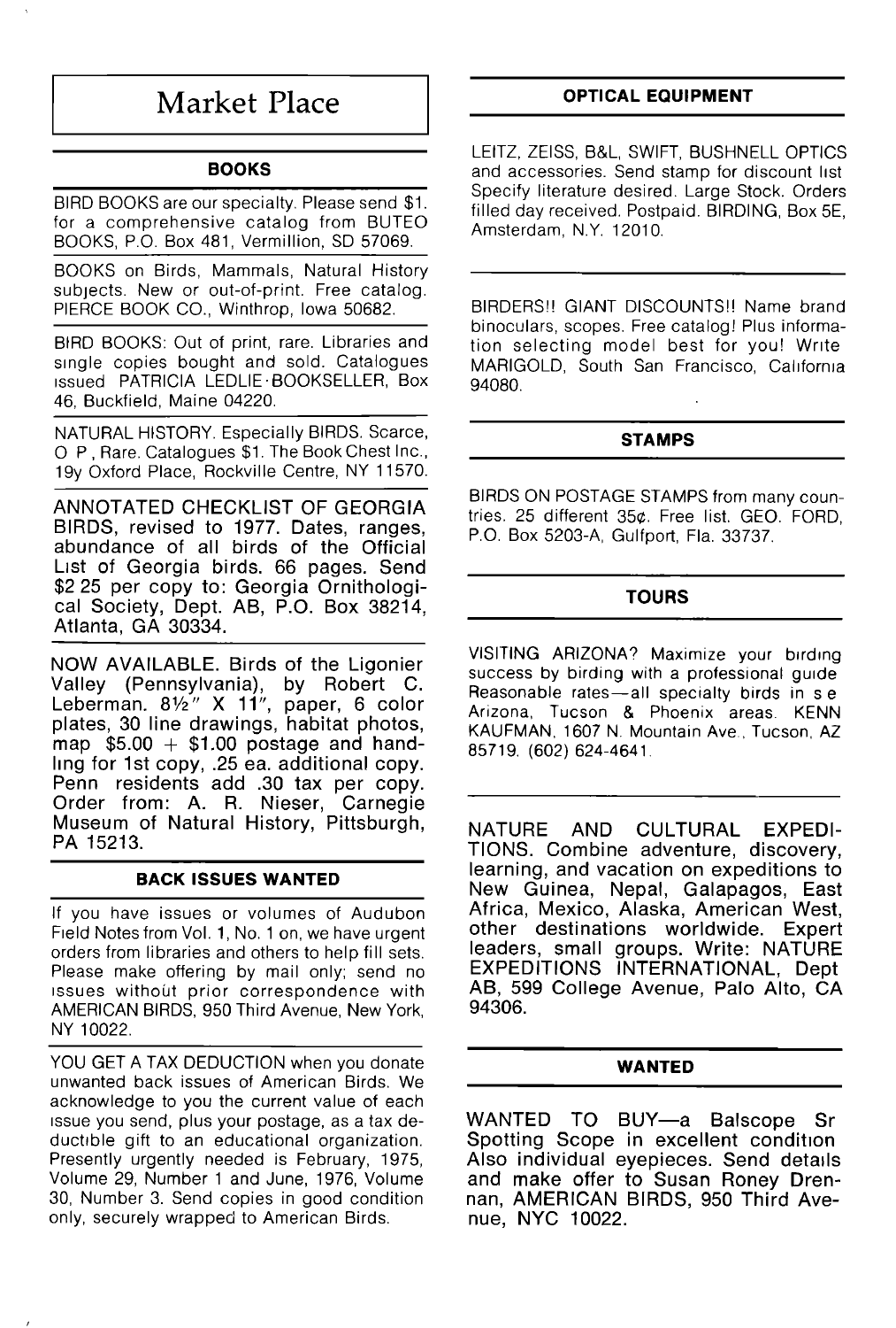# Market Place

## BOOKS

BIRD BOOKS are our specialty. Please send $1. for a comprehensive catalog from BUTEO BOOKS, P.O. Box 481, Vermillion, SD 57069.

BOOKS on Birds, Mammals, Natural History subjects. New or out-of-print. Free catalog. PIERCE BOOK CO., Winthrop, Iowa 50682.

BIRD BOOKS: Out of print, rare. Libraries and single copies bought and sold. Catalogues issued PATRICIA LEDLIE·BOOKSELLER, Box 46, Buckfield, Maine 04220.

NATURAL HISTORY. Especially BIRDS. Scarce, O P, Rare. Catalogues $1. The Book Chest Inc., 19y Oxford Place, Rockville Centre, NY 11570.

ANNOTATED CHECKLIST OF GEORGIA BIRDS, revised to 1977. Dates, ranges, abundance of all birds of the Official List of Georgia birds. 66 pages. Send $2 25 per copy to: Georgia Ornithological Society, Dept. AB, P.O. Box 38214, Atlanta, GA 30334.

NOW AVAILABLE. Birds of the Ligonier Valley (Pennsylvania), by Robert C. Leberman. 8½" X 11", paper, 6 color plates, 30 line drawings, habitat photos, map $5.00 + $1.00 postage and handling for 1st copy, .25 ea. additional copy. Penn residents add .30 tax per copy. Order from: A. R. Nieser, Carnegie Museum of Natural History, Pittsburgh, PA 15213.

## BACK ISSUES WANTED

If you have issues or volumes of Audubon Field Notes from Vol. 1, No. 1 on, we have urgent orders from libraries and others to help fill sets. Please make offering by mail only; send no issues without prior correspondence with AMERICAN BIRDS, 950 Third Avenue, New York, NY 10022.

YOU GET A TAX DEDUCTION when you donate unwanted back issues of American Birds. We acknowledge to you the current value of each issue you send, plus your postage, as a tax deductible gift to an educational organization. Presently urgently needed is February, 1975, Volume 29, Number 1 and June, 1976, Volume 30, Number 3. Send copies in good condition only, securely wrapped to American Birds.

## OPTICAL EQUIPMENT

LEITZ, ZEISS, B&L, SWIFT, BUSHNELL OPTICS and accessories. Send stamp for discount list Specify literature desired. Large Stock. Orders filled day received. Postpaid. BIRDING, Box 5E, Amsterdam, N.Y. 12010.

BIRDERS!! GIANT DISCOUNTS!! Name brand binoculars, scopes. Free catalog! Plus information selecting model best for you! Write MARIGOLD, South San Francisco, California 94080.

## STAMPS

BIRDS ON POSTAGE STAMPS from many countries. 25 different 35¢. Free list. GEO. FORD, P.O. Box 5203-A, Gulfport, Fla. 33737.

## TOURS

VISITING ARIZONA? Maximize your birding success by birding with a professional guide Reasonable rates—all specialty birds in s e Arizona, Tucson & Phoenix areas. KENN KAUFMAN, 1607 N. Mountain Ave., Tucson, AZ 85719. (602) 624-4641.

NATURE AND CULTURAL EXPEDITIONS. Combine adventure, discovery, learning, and vacation on expeditions to New Guinea, Nepal, Galapagos, East Africa, Mexico, Alaska, American West, other destinations worldwide. Expert leaders, small groups. Write: NATURE EXPEDITIONS INTERNATIONAL, Dept AB, 599 College Avenue, Palo Alto, CA 94306.

## WANTED

WANTED TO BUY—a Balscope Sr Spotting Scope in excellent condition Also individual eyepieces. Send details and make offer to Susan Roney Drennan, AMERICAN BIRDS, 950 Third Avenue, NYC 10022.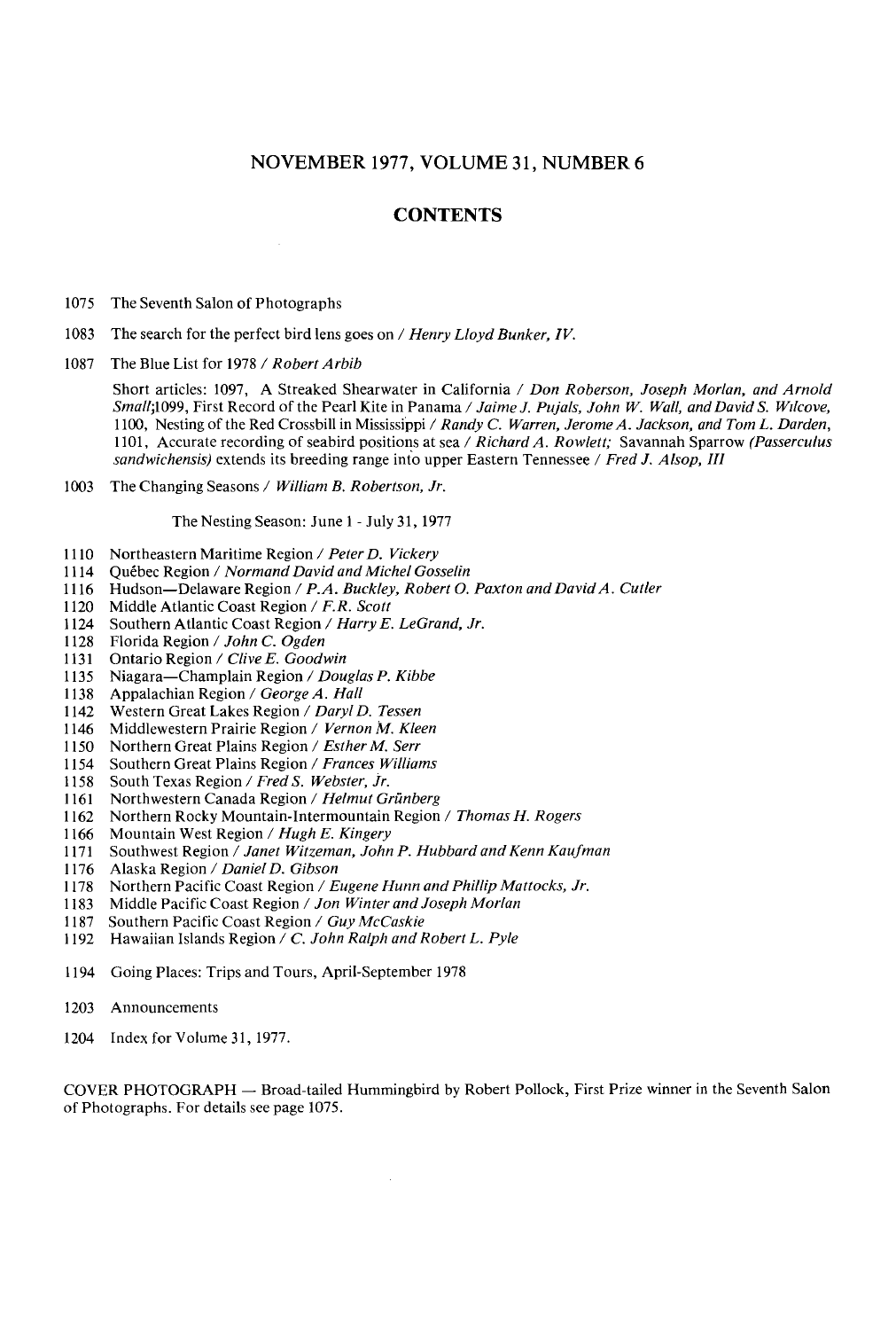# NOVEMBER 1977, VOLUME 31, NUMBER 6

## CONTENTS

1075 The Seventh Salon of Photographs

1083 The search for the perfect bird lens goes on / *Henry Lloyd Bunker, IV.*

1087 The Blue List for 1978 / *Robert Arbib*

Short articles: 1097, A Streaked Shearwater in California / *Don Roberson, Joseph Morlan, and Arnold Small*;1099, First Record of the Pearl Kite in Panama / *Jaime J. Pujals, John W. Wall, and David S. Wilcove,* 1100, Nesting of the Red Crossbill in Mississippi / *Randy C. Warren, Jerome A. Jackson, and Tom L. Darden,* 1101, Accurate recording of seabird positions at sea / *Richard A. Rowlett;* Savannah Sparrow *(Passerculus sandwichensis)* extends its breeding range into upper Eastern Tennessee / *Fred J. Alsop, III*

1003 The Changing Seasons / *William B. Robertson, Jr.*

The Nesting Season: June 1 - July 31, 1977

1110 Northeastern Maritime Region / *Peter D. Vickery*
1114 Québec Region / *Normand David and Michel Gosselin*
1116 Hudson—Delaware Region / *P.A. Buckley, Robert O. Paxton and David A. Cutler*
1120 Middle Atlantic Coast Region / *F.R. Scott*
1124 Southern Atlantic Coast Region / *Harry E. LeGrand, Jr.*
1128 Florida Region / *John C. Ogden*
1131 Ontario Region / *Clive E. Goodwin*
1135 Niagara—Champlain Region / *Douglas P. Kibbe*
1138 Appalachian Region / *George A. Hall*
1142 Western Great Lakes Region / *Daryl D. Tessen*
1146 Middlewestern Prairie Region / *Vernon M. Kleen*
1150 Northern Great Plains Region / *Esther M. Serr*
1154 Southern Great Plains Region / *Frances Williams*
1158 South Texas Region / *Fred S. Webster, Jr.*
1161 Northwestern Canada Region / *Helmut Grünberg*
1162 Northern Rocky Mountain-Intermountain Region / *Thomas H. Rogers*
1166 Mountain West Region / *Hugh E. Kingery*
1171 Southwest Region / *Janet Witzeman, John P. Hubbard and Kenn Kaufman*
1176 Alaska Region / *Daniel D. Gibson*
1178 Northern Pacific Coast Region / *Eugene Hunn and Phillip Mattocks, Jr.*
1183 Middle Pacific Coast Region / *Jon Winter and Joseph Morlan*
1187 Southern Pacific Coast Region / *Guy McCaskie*
1192 Hawaiian Islands Region / *C. John Ralph and Robert L. Pyle*

1194 Going Places: Trips and Tours, April-September 1978

1203 Announcements

1204 Index for Volume 31, 1977.

COVER PHOTOGRAPH — Broad-tailed Hummingbird by Robert Pollock, First Prize winner in the Seventh Salon of Photographs. For details see page 1075.